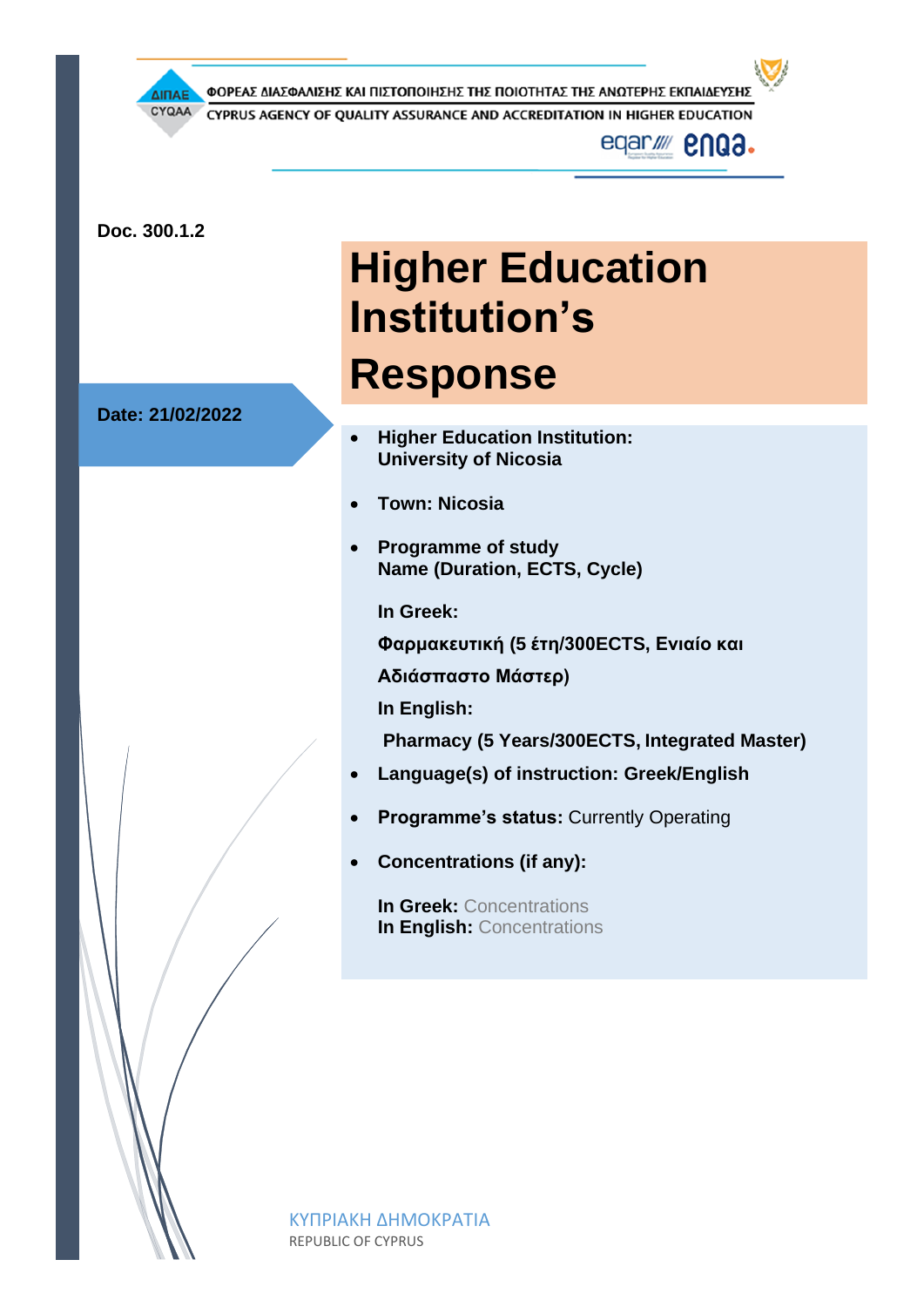ΦΟΡΕΑΣ ΔΙΑΣΦΑΛΙΣΗΣ ΚΑΙ ΠΙΣΤΟΠΟΙΗΣΗΣ ΤΗΣ ΠΟΙΟΤΗΤΑΣ ΤΗΣ ΑΝΩΤΕΡΗΣ ΕΚΠΑΙΔΕΥΣΗΣ

CYPRUS AGENCY OF QUALITY ASSURANCE AND ACCREDITATION IN HIGHER EDUCATION

**Doc. 300.1.2**

# Higher Education Institution's Response

**Date: 21/02/2022**

- **Higher Education Institution:**
  **University of Nicosia**
- **Town: Nicosia**
- **Programme of study**
  **Name (Duration, ECTS, Cycle)**

  **In Greek:**

  **Φαρμακευτική (5 έτη/300ECTS, Ενιαίο και Αδιάσπαστο Μάστερ)**

  **In English:**

  **Pharmacy (5 Years/300ECTS, Integrated Master)**
- **Language(s) of instruction: Greek/English**
- **Programme's status:** Currently Operating
- **Concentrations (if any):**

  **In Greek:** Concentrations
  **In English:** Concentrations

ΚΥΠΡΙΑΚΗ ΔΗΜΟΚΡΑΤΙΑ
REPUBLIC OF CYPRUS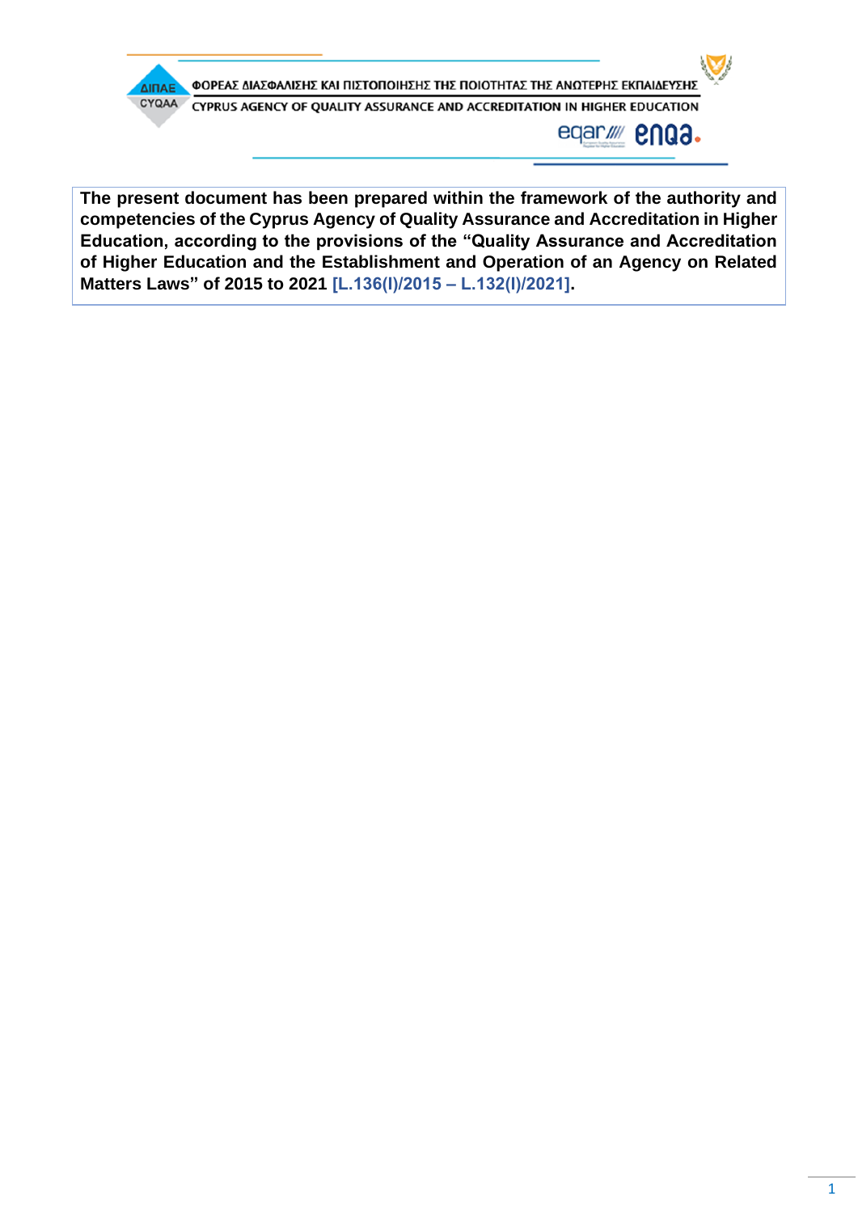**The present document has been prepared within the framework of the authority and competencies of the Cyprus Agency of Quality Assurance and Accreditation in Higher Education, according to the provisions of the "Quality Assurance and Accreditation of Higher Education and the Establishment and Operation of an Agency on Related Matters Laws" of 2015 to 2021 [L.136(I)/2015 – L.132(I)/2021].**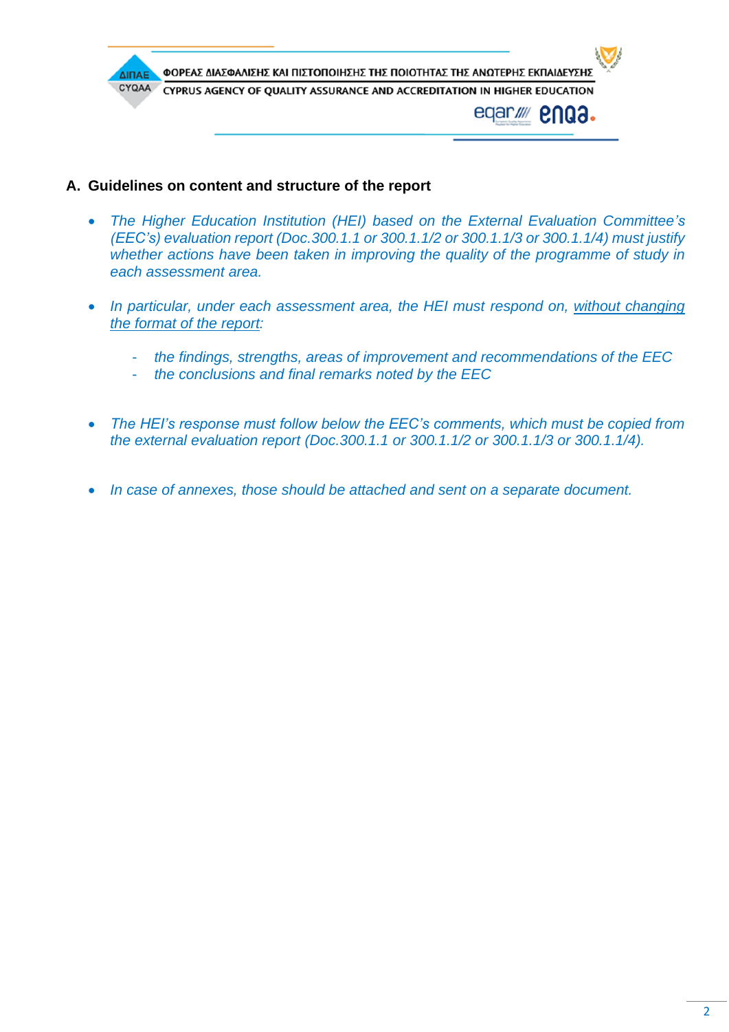## A. Guidelines on content and structure of the report

- *The Higher Education Institution (HEI) based on the External Evaluation Committee's (EEC's) evaluation report (Doc.300.1.1 or 300.1.1/2 or 300.1.1/3 or 300.1.1/4) must justify whether actions have been taken in improving the quality of the programme of study in each assessment area.*

- *In particular, under each assessment area, the HEI must respond on, without changing the format of the report:*

  - *the findings, strengths, areas of improvement and recommendations of the EEC*
  - *the conclusions and final remarks noted by the EEC*

- *The HEI's response must follow below the EEC's comments, which must be copied from the external evaluation report (Doc.300.1.1 or 300.1.1/2 or 300.1.1/3 or 300.1.1/4).*

- *In case of annexes, those should be attached and sent on a separate document.*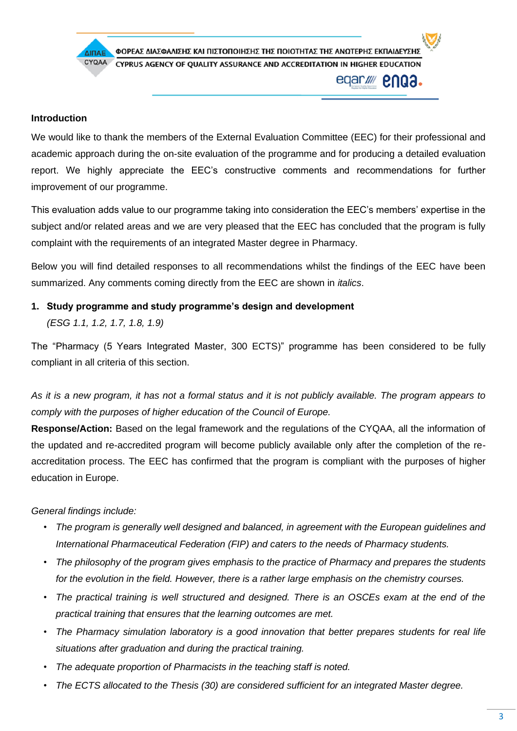**Introduction**

We would like to thank the members of the External Evaluation Committee (EEC) for their professional and academic approach during the on-site evaluation of the programme and for producing a detailed evaluation report. We highly appreciate the EEC's constructive comments and recommendations for further improvement of our programme.

This evaluation adds value to our programme taking into consideration the EEC's members' expertise in the subject and/or related areas and we are very pleased that the EEC has concluded that the program is fully complaint with the requirements of an integrated Master degree in Pharmacy.

Below you will find detailed responses to all recommendations whilst the findings of the EEC have been summarized. Any comments coming directly from the EEC are shown in *italics*.

## 1. Study programme and study programme's design and development

*(ESG 1.1, 1.2, 1.7, 1.8, 1.9)*

The "Pharmacy (5 Years Integrated Master, 300 ECTS)" programme has been considered to be fully compliant in all criteria of this section.

*As it is a new program, it has not a formal status and it is not publicly available. The program appears to comply with the purposes of higher education of the Council of Europe.*

**Response/Action:** Based on the legal framework and the regulations of the CYQAA, all the information of the updated and re-accredited program will become publicly available only after the completion of the re-accreditation process. The EEC has confirmed that the program is compliant with the purposes of higher education in Europe.

*General findings include:*

- *The program is generally well designed and balanced, in agreement with the European guidelines and International Pharmaceutical Federation (FIP) and caters to the needs of Pharmacy students.*
- *The philosophy of the program gives emphasis to the practice of Pharmacy and prepares the students for the evolution in the field. However, there is a rather large emphasis on the chemistry courses.*
- *The practical training is well structured and designed. There is an OSCEs exam at the end of the practical training that ensures that the learning outcomes are met.*
- *The Pharmacy simulation laboratory is a good innovation that better prepares students for real life situations after graduation and during the practical training.*
- *The adequate proportion of Pharmacists in the teaching staff is noted.*
- *The ECTS allocated to the Thesis (30) are considered sufficient for an integrated Master degree.*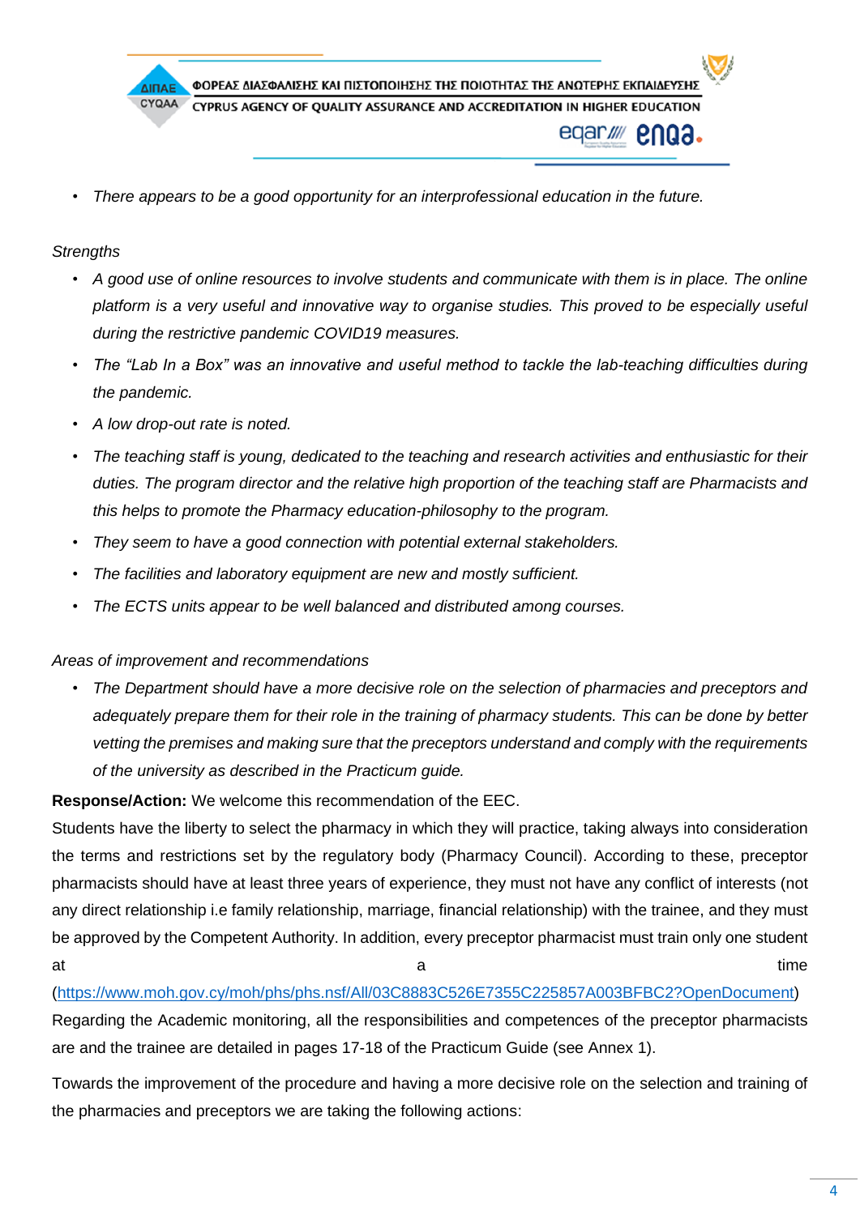- *There appears to be a good opportunity for an interprofessional education in the future.*

*Strengths*

- *A good use of online resources to involve students and communicate with them is in place. The online platform is a very useful and innovative way to organise studies. This proved to be especially useful during the restrictive pandemic COVID19 measures.*
- *The "Lab In a Box" was an innovative and useful method to tackle the lab-teaching difficulties during the pandemic.*
- *A low drop-out rate is noted.*
- *The teaching staff is young, dedicated to the teaching and research activities and enthusiastic for their duties. The program director and the relative high proportion of the teaching staff are Pharmacists and this helps to promote the Pharmacy education-philosophy to the program.*
- *They seem to have a good connection with potential external stakeholders.*
- *The facilities and laboratory equipment are new and mostly sufficient.*
- *The ECTS units appear to be well balanced and distributed among courses.*

*Areas of improvement and recommendations*

- *The Department should have a more decisive role on the selection of pharmacies and preceptors and adequately prepare them for their role in the training of pharmacy students. This can be done by better vetting the premises and making sure that the preceptors understand and comply with the requirements of the university as described in the Practicum guide.*

**Response/Action:** We welcome this recommendation of the EEC.

Students have the liberty to select the pharmacy in which they will practice, taking always into consideration the terms and restrictions set by the regulatory body (Pharmacy Council). According to these, preceptor pharmacists should have at least three years of experience, they must not have any conflict of interests (not any direct relationship i.e family relationship, marriage, financial relationship) with the trainee, and they must be approved by the Competent Authority. In addition, every preceptor pharmacist must train only one student at a time (https://www.moh.gov.cy/moh/phs/phs.nsf/All/03C8883C526E7355C225857A003BFBC2?OpenDocument)

Regarding the Academic monitoring, all the responsibilities and competences of the preceptor pharmacists are and the trainee are detailed in pages 17-18 of the Practicum Guide (see Annex 1).

Towards the improvement of the procedure and having a more decisive role on the selection and training of the pharmacies and preceptors we are taking the following actions: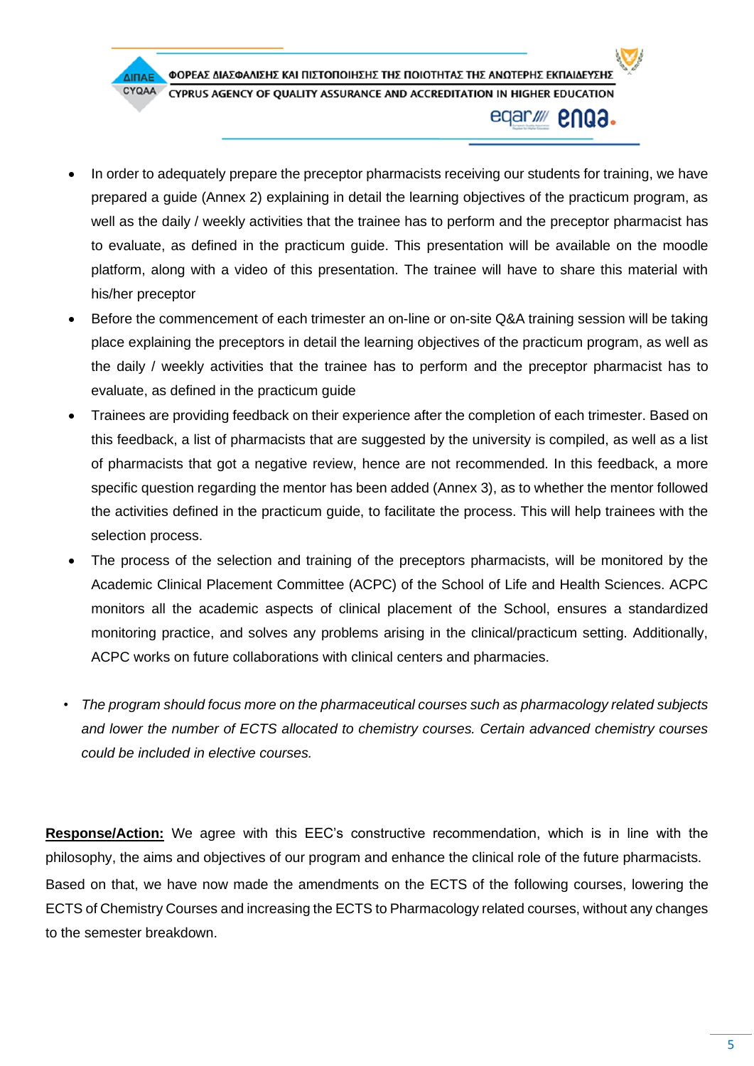- In order to adequately prepare the preceptor pharmacists receiving our students for training, we have prepared a guide (Annex 2) explaining in detail the learning objectives of the practicum program, as well as the daily / weekly activities that the trainee has to perform and the preceptor pharmacist has to evaluate, as defined in the practicum guide. This presentation will be available on the moodle platform, along with a video of this presentation. The trainee will have to share this material with his/her preceptor
- Before the commencement of each trimester an on-line or on-site Q&A training session will be taking place explaining the preceptors in detail the learning objectives of the practicum program, as well as the daily / weekly activities that the trainee has to perform and the preceptor pharmacist has to evaluate, as defined in the practicum guide
- Trainees are providing feedback on their experience after the completion of each trimester. Based on this feedback, a list of pharmacists that are suggested by the university is compiled, as well as a list of pharmacists that got a negative review, hence are not recommended. In this feedback, a more specific question regarding the mentor has been added (Annex 3), as to whether the mentor followed the activities defined in the practicum guide, to facilitate the process. This will help trainees with the selection process.
- The process of the selection and training of the preceptors pharmacists, will be monitored by the Academic Clinical Placement Committee (ACPC) of the School of Life and Health Sciences. ACPC monitors all the academic aspects of clinical placement of the School, ensures a standardized monitoring practice, and solves any problems arising in the clinical/practicum setting. Additionally, ACPC works on future collaborations with clinical centers and pharmacies.

- *The program should focus more on the pharmaceutical courses such as pharmacology related subjects and lower the number of ECTS allocated to chemistry courses. Certain advanced chemistry courses could be included in elective courses.*

**Response/Action:** We agree with this EEC's constructive recommendation, which is in line with the philosophy, the aims and objectives of our program and enhance the clinical role of the future pharmacists.

Based on that, we have now made the amendments on the ECTS of the following courses, lowering the ECTS of Chemistry Courses and increasing the ECTS to Pharmacology related courses, without any changes to the semester breakdown.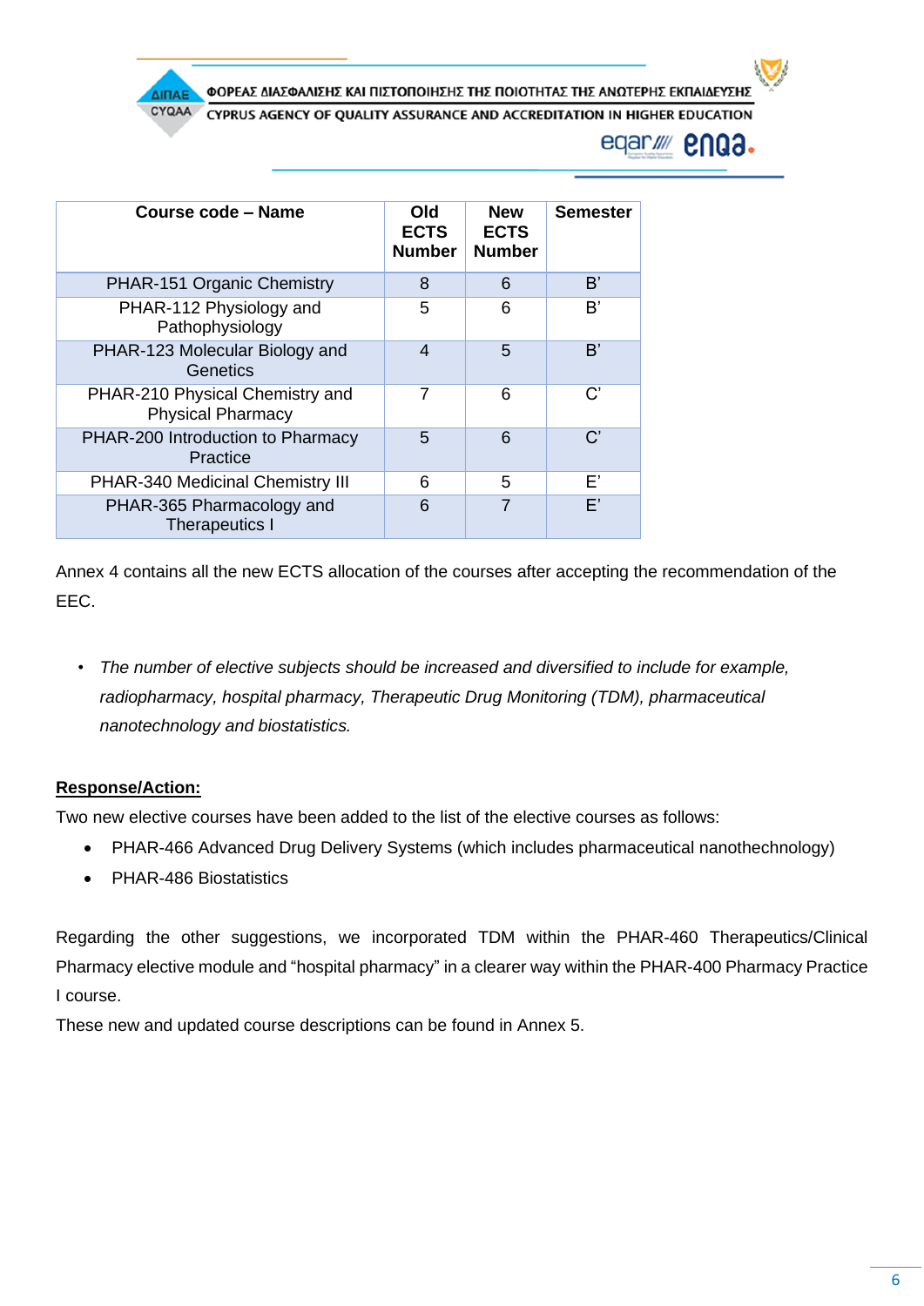| Course code – Name | Old ECTS Number | New ECTS Number | Semester |
|---|---|---|---|
| PHAR-151 Organic Chemistry | 8 | 6 | B’ |
| PHAR-112 Physiology and Pathophysiology | 5 | 6 | B’ |
| PHAR-123 Molecular Biology and Genetics | 4 | 5 | B’ |
| PHAR-210 Physical Chemistry and Physical Pharmacy | 7 | 6 | C’ |
| PHAR-200 Introduction to Pharmacy Practice | 5 | 6 | C’ |
| PHAR-340 Medicinal Chemistry III | 6 | 5 | E’ |
| PHAR-365 Pharmacology and Therapeutics I | 6 | 7 | E’ |

Annex 4 contains all the new ECTS allocation of the courses after accepting the recommendation of the EEC.

- *The number of elective subjects should be increased and diversified to include for example, radiopharmacy, hospital pharmacy, Therapeutic Drug Monitoring (TDM), pharmaceutical nanotechnology and biostatistics.*

**Response/Action:**

Two new elective courses have been added to the list of the elective courses as follows:

- PHAR-466 Advanced Drug Delivery Systems (which includes pharmaceutical nanothechnology)
- PHAR-486 Biostatistics

Regarding the other suggestions, we incorporated TDM within the PHAR-460 Therapeutics/Clinical Pharmacy elective module and “hospital pharmacy” in a clearer way within the PHAR-400 Pharmacy Practice I course.

These new and updated course descriptions can be found in Annex 5.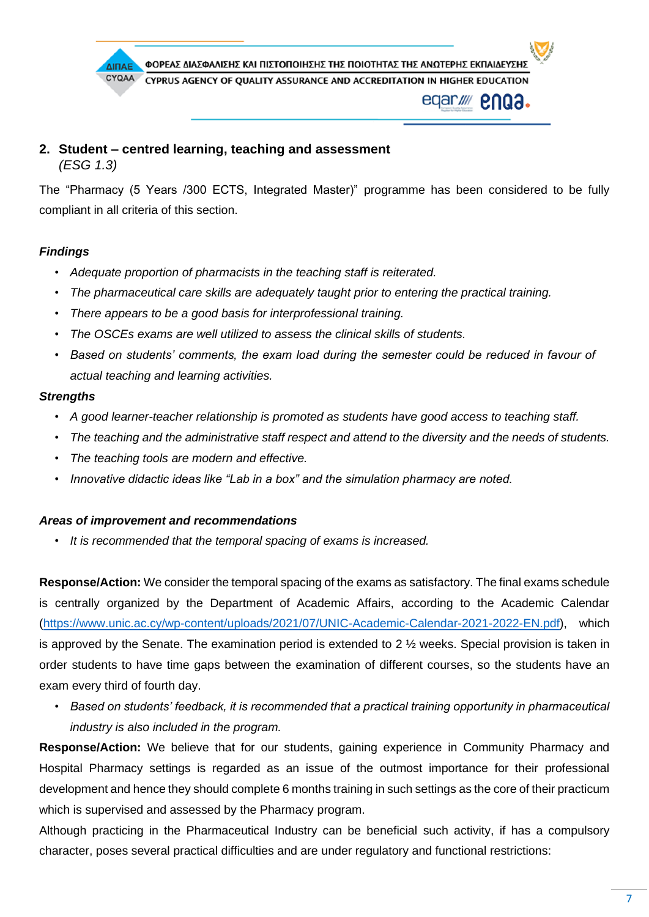## 2. Student – centred learning, teaching and assessment

*(ESG 1.3)*

The "Pharmacy (5 Years /300 ECTS, Integrated Master)" programme has been considered to be fully compliant in all criteria of this section.

***Findings***

- *Adequate proportion of pharmacists in the teaching staff is reiterated.*
- *The pharmaceutical care skills are adequately taught prior to entering the practical training.*
- *There appears to be a good basis for interprofessional training.*
- *The OSCEs exams are well utilized to assess the clinical skills of students.*
- *Based on students' comments, the exam load during the semester could be reduced in favour of actual teaching and learning activities.*

***Strengths***

- *A good learner-teacher relationship is promoted as students have good access to teaching staff.*
- *The teaching and the administrative staff respect and attend to the diversity and the needs of students.*
- *The teaching tools are modern and effective.*
- *Innovative didactic ideas like "Lab in a box" and the simulation pharmacy are noted.*

***Areas of improvement and recommendations***

- *It is recommended that the temporal spacing of exams is increased.*

**Response/Action:** We consider the temporal spacing of the exams as satisfactory. The final exams schedule is centrally organized by the Department of Academic Affairs, according to the Academic Calendar (https://www.unic.ac.cy/wp-content/uploads/2021/07/UNIC-Academic-Calendar-2021-2022-EN.pdf), which is approved by the Senate. The examination period is extended to 2 ½ weeks. Special provision is taken in order students to have time gaps between the examination of different courses, so the students have an exam every third of fourth day.

- *Based on students' feedback, it is recommended that a practical training opportunity in pharmaceutical industry is also included in the program.*

**Response/Action:** We believe that for our students, gaining experience in Community Pharmacy and Hospital Pharmacy settings is regarded as an issue of the outmost importance for their professional development and hence they should complete 6 months training in such settings as the core of their practicum which is supervised and assessed by the Pharmacy program.

Although practicing in the Pharmaceutical Industry can be beneficial such activity, if has a compulsory character, poses several practical difficulties and are under regulatory and functional restrictions: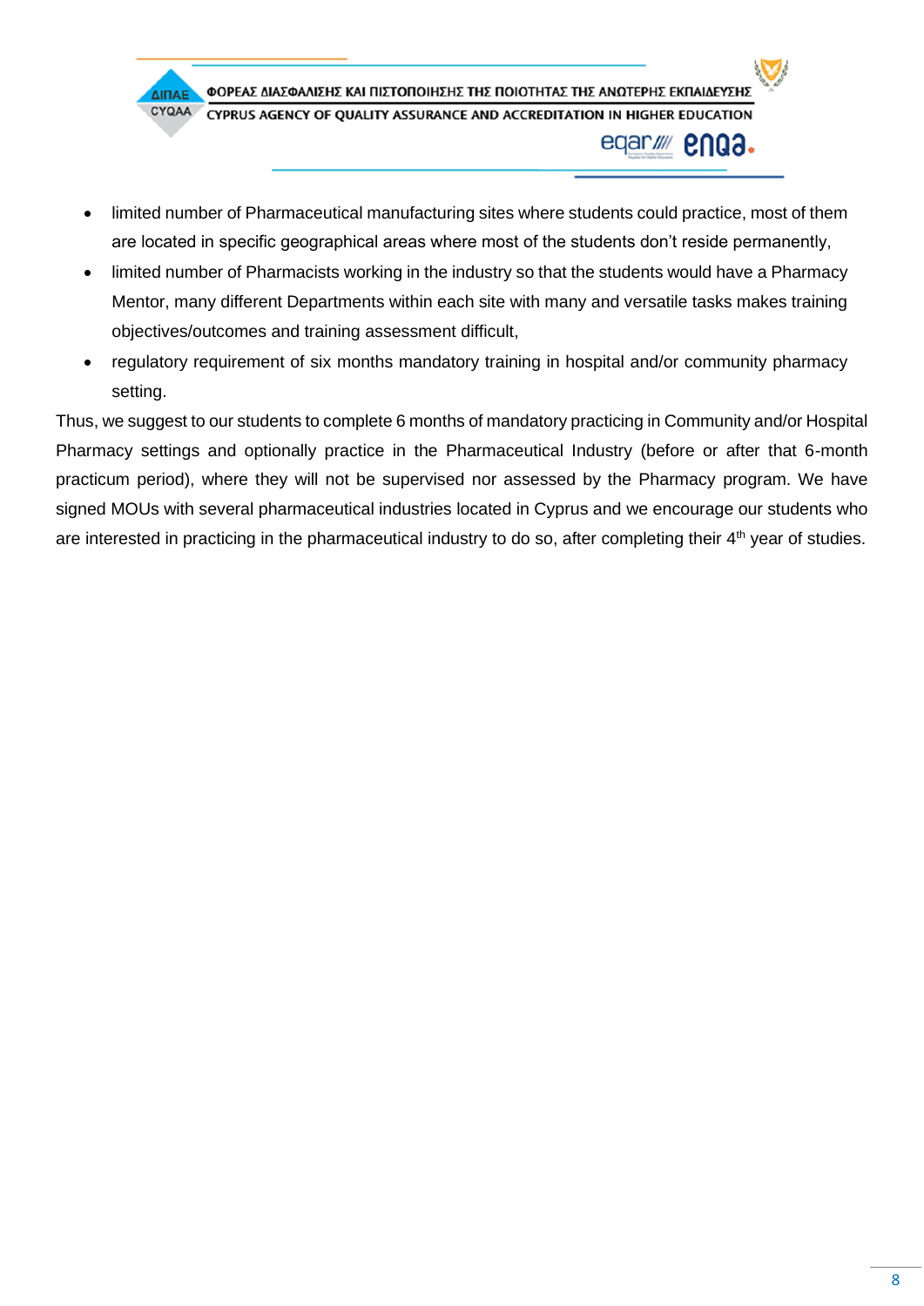- limited number of Pharmaceutical manufacturing sites where students could practice, most of them are located in specific geographical areas where most of the students don't reside permanently,
- limited number of Pharmacists working in the industry so that the students would have a Pharmacy Mentor, many different Departments within each site with many and versatile tasks makes training objectives/outcomes and training assessment difficult,
- regulatory requirement of six months mandatory training in hospital and/or community pharmacy setting.

Thus, we suggest to our students to complete 6 months of mandatory practicing in Community and/or Hospital Pharmacy settings and optionally practice in the Pharmaceutical Industry (before or after that 6-month practicum period), where they will not be supervised nor assessed by the Pharmacy program. We have signed MOUs with several pharmaceutical industries located in Cyprus and we encourage our students who are interested in practicing in the pharmaceutical industry to do so, after completing their 4th year of studies.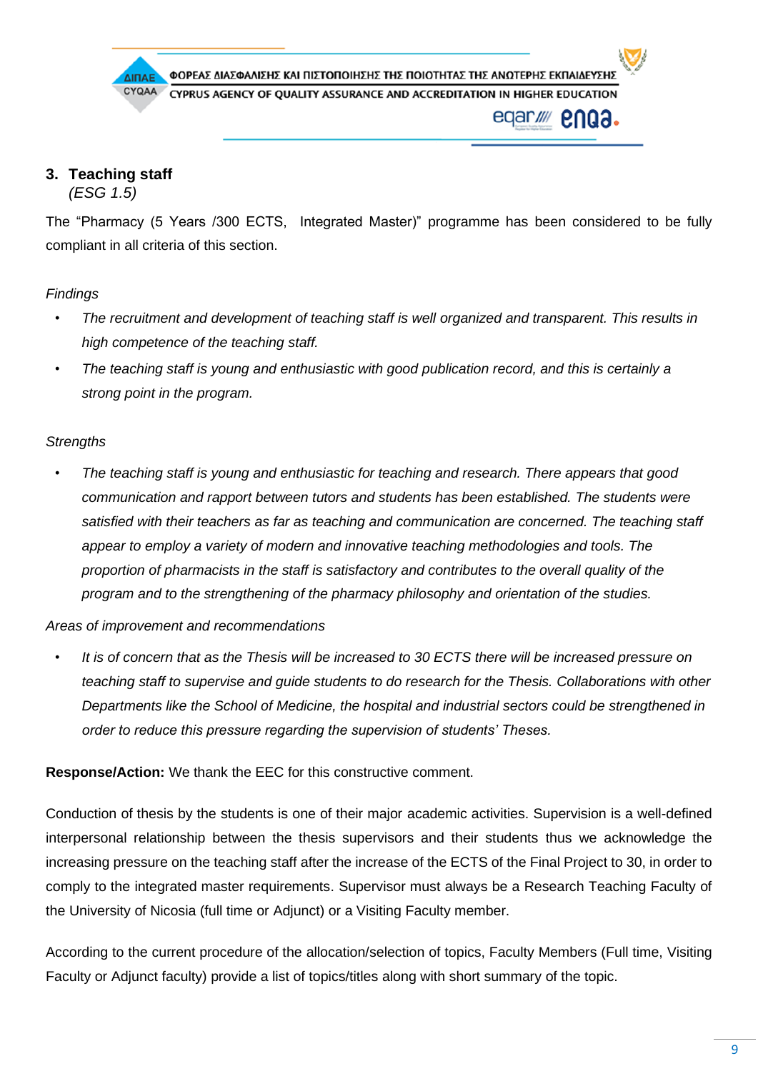## 3. Teaching staff

*(ESG 1.5)*

The "Pharmacy (5 Years /300 ECTS, Integrated Master)" programme has been considered to be fully compliant in all criteria of this section.

*Findings*

- *The recruitment and development of teaching staff is well organized and transparent. This results in high competence of the teaching staff.*
- *The teaching staff is young and enthusiastic with good publication record, and this is certainly a strong point in the program.*

*Strengths*

- *The teaching staff is young and enthusiastic for teaching and research. There appears that good communication and rapport between tutors and students has been established. The students were satisfied with their teachers as far as teaching and communication are concerned. The teaching staff appear to employ a variety of modern and innovative teaching methodologies and tools. The proportion of pharmacists in the staff is satisfactory and contributes to the overall quality of the program and to the strengthening of the pharmacy philosophy and orientation of the studies.*

*Areas of improvement and recommendations*

- *It is of concern that as the Thesis will be increased to 30 ECTS there will be increased pressure on teaching staff to supervise and guide students to do research for the Thesis. Collaborations with other Departments like the School of Medicine, the hospital and industrial sectors could be strengthened in order to reduce this pressure regarding the supervision of students' Theses.*

**Response/Action:** We thank the EEC for this constructive comment.

Conduction of thesis by the students is one of their major academic activities. Supervision is a well-defined interpersonal relationship between the thesis supervisors and their students thus we acknowledge the increasing pressure on the teaching staff after the increase of the ECTS of the Final Project to 30, in order to comply to the integrated master requirements. Supervisor must always be a Research Teaching Faculty of the University of Nicosia (full time or Adjunct) or a Visiting Faculty member.

According to the current procedure of the allocation/selection of topics, Faculty Members (Full time, Visiting Faculty or Adjunct faculty) provide a list of topics/titles along with short summary of the topic.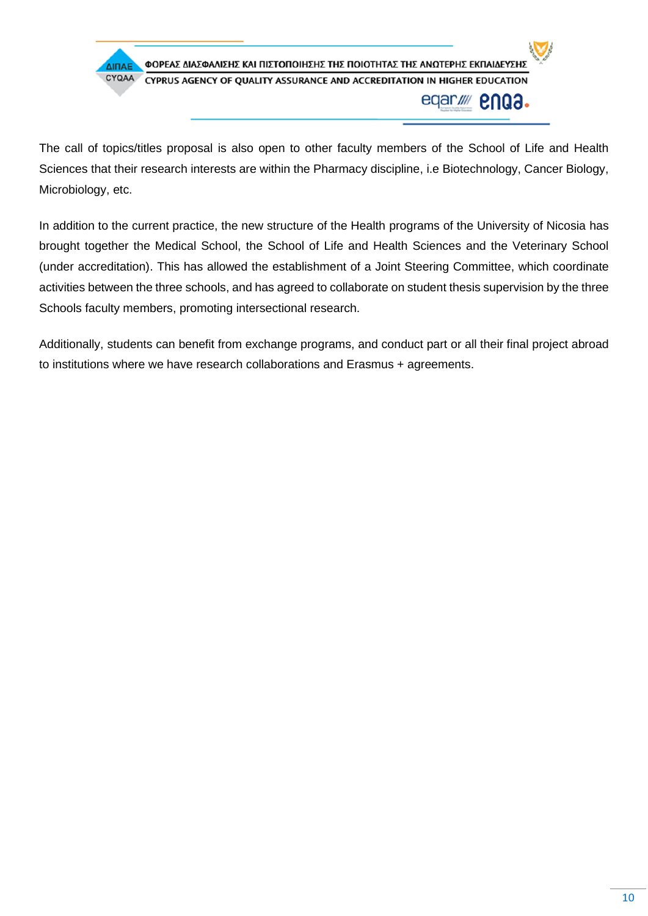The call of topics/titles proposal is also open to other faculty members of the School of Life and Health Sciences that their research interests are within the Pharmacy discipline, i.e Biotechnology, Cancer Biology, Microbiology, etc.

In addition to the current practice, the new structure of the Health programs of the University of Nicosia has brought together the Medical School, the School of Life and Health Sciences and the Veterinary School (under accreditation). This has allowed the establishment of a Joint Steering Committee, which coordinate activities between the three schools, and has agreed to collaborate on student thesis supervision by the three Schools faculty members, promoting intersectional research.

Additionally, students can benefit from exchange programs, and conduct part or all their final project abroad to institutions where we have research collaborations and Erasmus + agreements.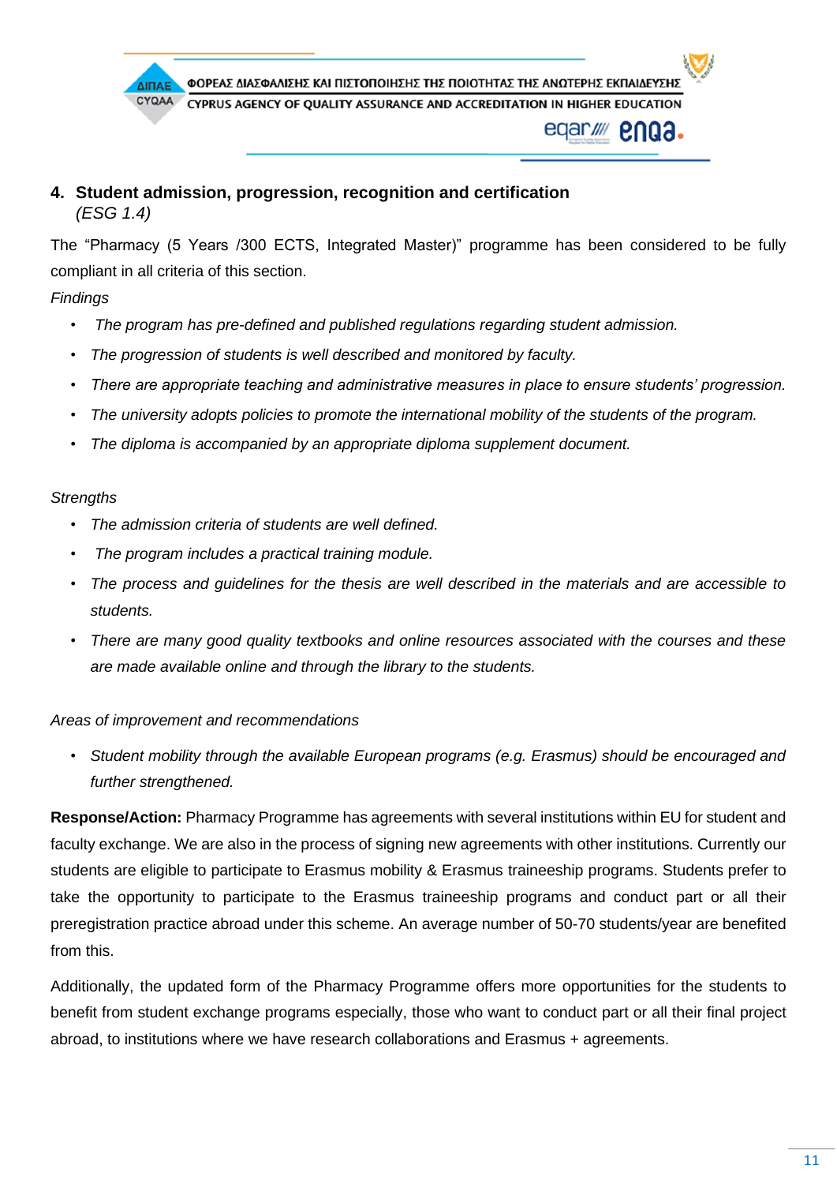## 4. Student admission, progression, recognition and certification
*(ESG 1.4)*

The "Pharmacy (5 Years /300 ECTS, Integrated Master)" programme has been considered to be fully compliant in all criteria of this section.

*Findings*

- *The program has pre-defined and published regulations regarding student admission.*
- *The progression of students is well described and monitored by faculty.*
- *There are appropriate teaching and administrative measures in place to ensure students' progression.*
- *The university adopts policies to promote the international mobility of the students of the program.*
- *The diploma is accompanied by an appropriate diploma supplement document.*

*Strengths*

- *The admission criteria of students are well defined.*
- *The program includes a practical training module.*
- *The process and guidelines for the thesis are well described in the materials and are accessible to students.*
- *There are many good quality textbooks and online resources associated with the courses and these are made available online and through the library to the students.*

*Areas of improvement and recommendations*

- *Student mobility through the available European programs (e.g. Erasmus) should be encouraged and further strengthened.*

**Response/Action:** Pharmacy Programme has agreements with several institutions within EU for student and faculty exchange. We are also in the process of signing new agreements with other institutions. Currently our students are eligible to participate to Erasmus mobility & Erasmus traineeship programs. Students prefer to take the opportunity to participate to the Erasmus traineeship programs and conduct part or all their preregistration practice abroad under this scheme. An average number of 50-70 students/year are benefited from this.

Additionally, the updated form of the Pharmacy Programme offers more opportunities for the students to benefit from student exchange programs especially, those who want to conduct part or all their final project abroad, to institutions where we have research collaborations and Erasmus + agreements.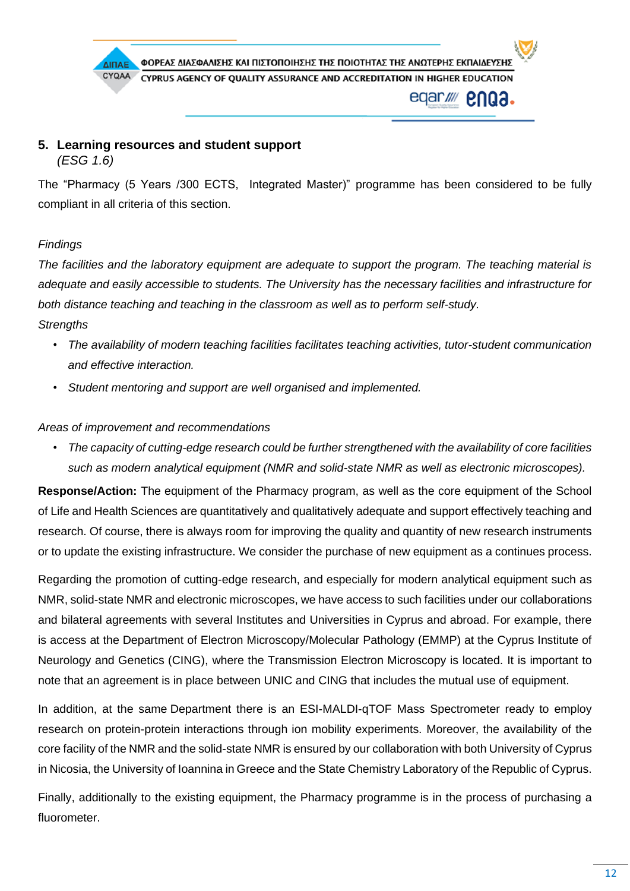## 5. Learning resources and student support

*(ESG 1.6)*

The "Pharmacy (5 Years /300 ECTS, Integrated Master)" programme has been considered to be fully compliant in all criteria of this section.

*Findings*

*The facilities and the laboratory equipment are adequate to support the program. The teaching material is adequate and easily accessible to students. The University has the necessary facilities and infrastructure for both distance teaching and teaching in the classroom as well as to perform self-study.*

*Strengths*

- *The availability of modern teaching facilities facilitates teaching activities, tutor-student communication and effective interaction.*
- *Student mentoring and support are well organised and implemented.*

*Areas of improvement and recommendations*

- *The capacity of cutting-edge research could be further strengthened with the availability of core facilities such as modern analytical equipment (NMR and solid-state NMR as well as electronic microscopes).*

**Response/Action:** The equipment of the Pharmacy program, as well as the core equipment of the School of Life and Health Sciences are quantitatively and qualitatively adequate and support effectively teaching and research. Of course, there is always room for improving the quality and quantity of new research instruments or to update the existing infrastructure. We consider the purchase of new equipment as a continues process.

Regarding the promotion of cutting-edge research, and especially for modern analytical equipment such as NMR, solid-state NMR and electronic microscopes, we have access to such facilities under our collaborations and bilateral agreements with several Institutes and Universities in Cyprus and abroad. For example, there is access at the Department of Electron Microscopy/Molecular Pathology (EMMP) at the Cyprus Institute of Neurology and Genetics (CING), where the Transmission Electron Microscopy is located. It is important to note that an agreement is in place between UNIC and CING that includes the mutual use of equipment.

In addition, at the same Department there is an ESI-MALDI-qTOF Mass Spectrometer ready to employ research on protein-protein interactions through ion mobility experiments. Moreover, the availability of the core facility of the NMR and the solid-state NMR is ensured by our collaboration with both University of Cyprus in Nicosia, the University of Ioannina in Greece and the State Chemistry Laboratory of the Republic of Cyprus.

Finally, additionally to the existing equipment, the Pharmacy programme is in the process of purchasing a fluorometer.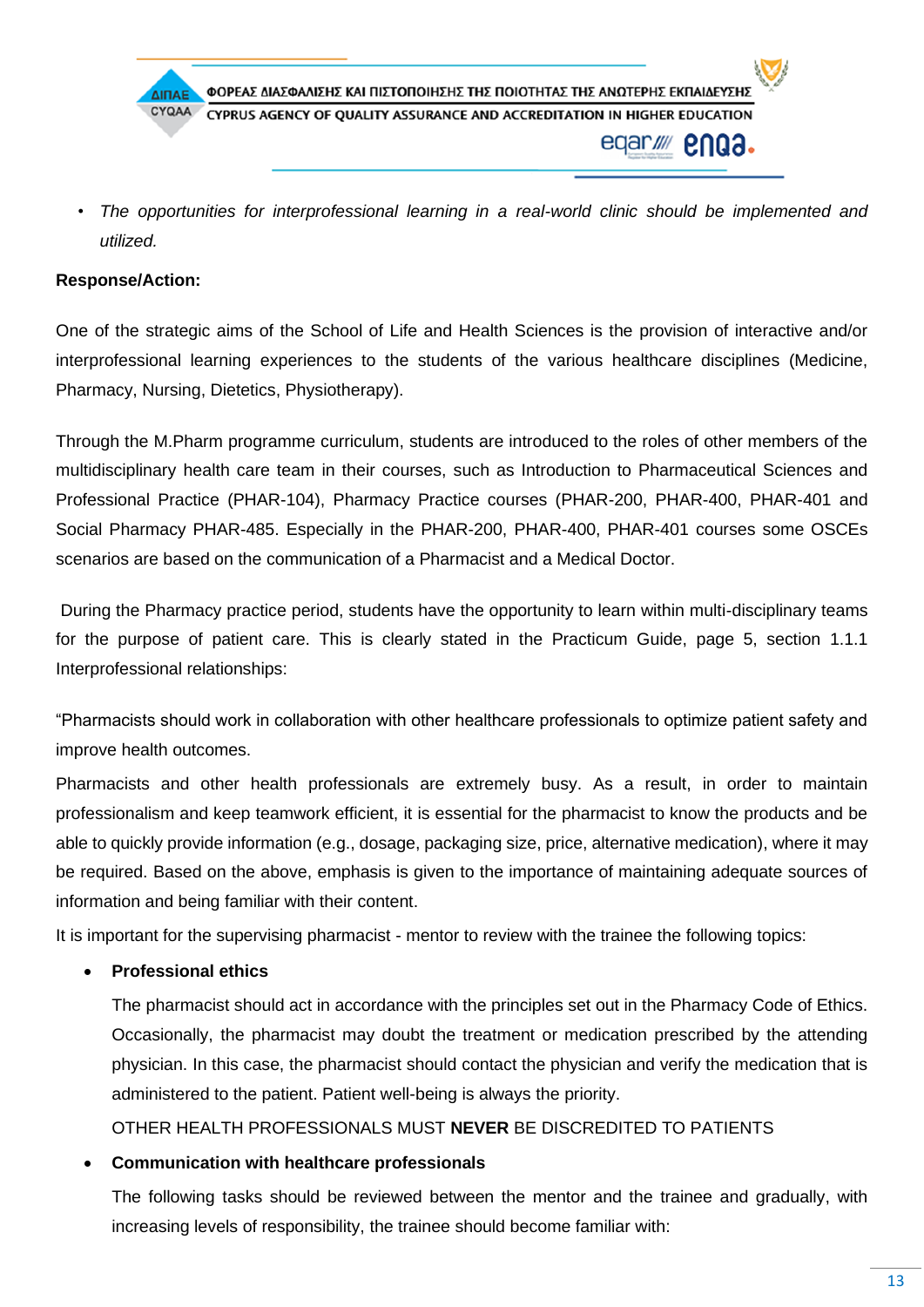- *The opportunities for interprofessional learning in a real-world clinic should be implemented and utilized.*

**Response/Action:**

One of the strategic aims of the School of Life and Health Sciences is the provision of interactive and/or interprofessional learning experiences to the students of the various healthcare disciplines (Medicine, Pharmacy, Nursing, Dietetics, Physiotherapy).

Through the M.Pharm programme curriculum, students are introduced to the roles of other members of the multidisciplinary health care team in their courses, such as Introduction to Pharmaceutical Sciences and Professional Practice (PHAR-104), Pharmacy Practice courses (PHAR-200, PHAR-400, PHAR-401 and Social Pharmacy PHAR-485. Especially in the PHAR-200, PHAR-400, PHAR-401 courses some OSCEs scenarios are based on the communication of a Pharmacist and a Medical Doctor.

During the Pharmacy practice period, students have the opportunity to learn within multi-disciplinary teams for the purpose of patient care. This is clearly stated in the Practicum Guide, page 5, section 1.1.1 Interprofessional relationships:

"Pharmacists should work in collaboration with other healthcare professionals to optimize patient safety and improve health outcomes.

Pharmacists and other health professionals are extremely busy. As a result, in order to maintain professionalism and keep teamwork efficient, it is essential for the pharmacist to know the products and be able to quickly provide information (e.g., dosage, packaging size, price, alternative medication), where it may be required. Based on the above, emphasis is given to the importance of maintaining adequate sources of information and being familiar with their content.

It is important for the supervising pharmacist - mentor to review with the trainee the following topics:

- **Professional ethics**

  The pharmacist should act in accordance with the principles set out in the Pharmacy Code of Ethics. Occasionally, the pharmacist may doubt the treatment or medication prescribed by the attending physician. In this case, the pharmacist should contact the physician and verify the medication that is administered to the patient. Patient well-being is always the priority.

  OTHER HEALTH PROFESSIONALS MUST **NEVER** BE DISCREDITED TO PATIENTS

- **Communication with healthcare professionals**

  The following tasks should be reviewed between the mentor and the trainee and gradually, with increasing levels of responsibility, the trainee should become familiar with: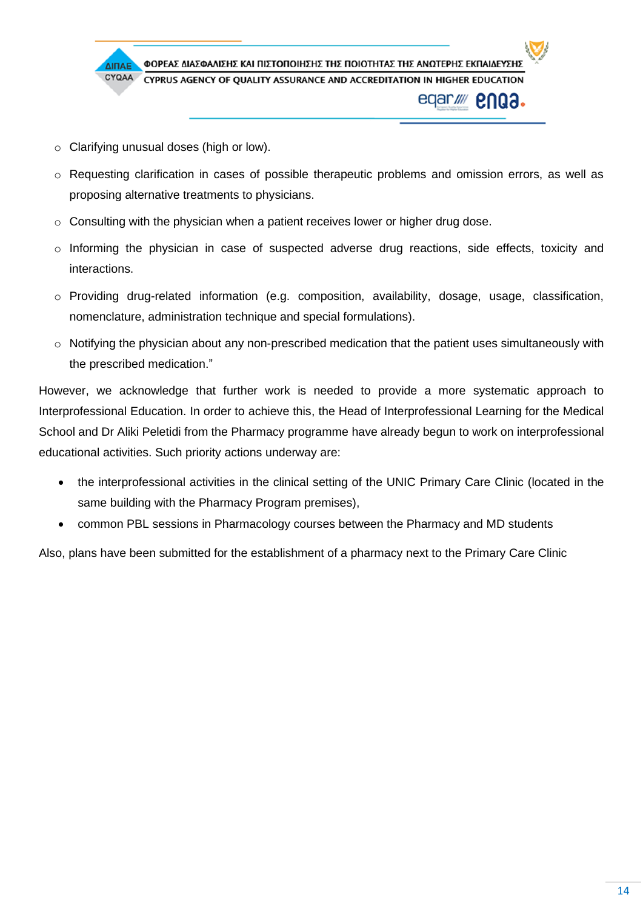- Clarifying unusual doses (high or low).
- Requesting clarification in cases of possible therapeutic problems and omission errors, as well as proposing alternative treatments to physicians.
- Consulting with the physician when a patient receives lower or higher drug dose.
- Informing the physician in case of suspected adverse drug reactions, side effects, toxicity and interactions.
- Providing drug-related information (e.g. composition, availability, dosage, usage, classification, nomenclature, administration technique and special formulations).
- Notifying the physician about any non-prescribed medication that the patient uses simultaneously with the prescribed medication."

However, we acknowledge that further work is needed to provide a more systematic approach to Interprofessional Education. In order to achieve this, the Head of Interprofessional Learning for the Medical School and Dr Aliki Peletidi from the Pharmacy programme have already begun to work on interprofessional educational activities. Such priority actions underway are:

- the interprofessional activities in the clinical setting of the UNIC Primary Care Clinic (located in the same building with the Pharmacy Program premises),
- common PBL sessions in Pharmacology courses between the Pharmacy and MD students

Also, plans have been submitted for the establishment of a pharmacy next to the Primary Care Clinic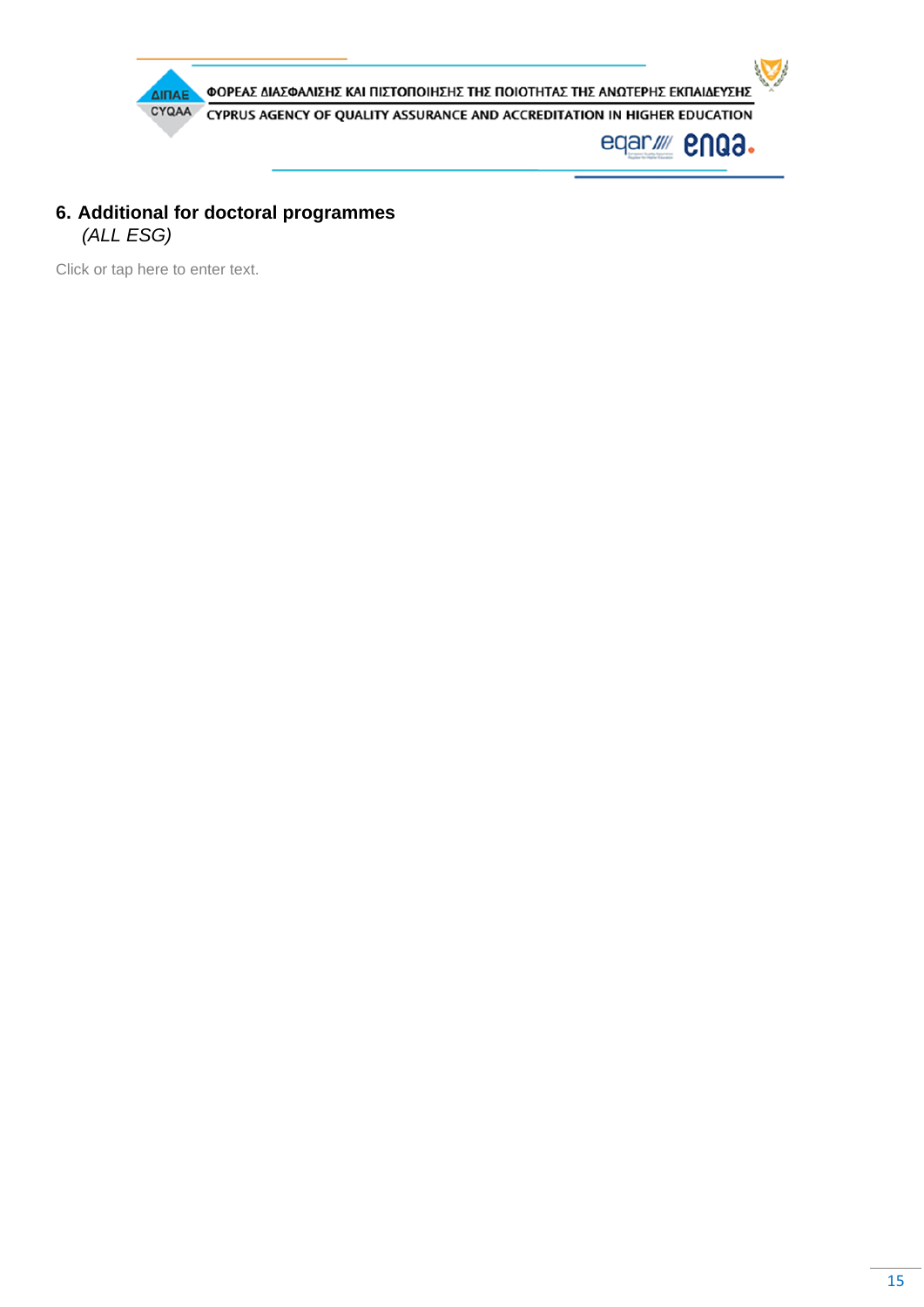## 6. Additional for doctoral programmes

*(ALL ESG)*

Click or tap here to enter text.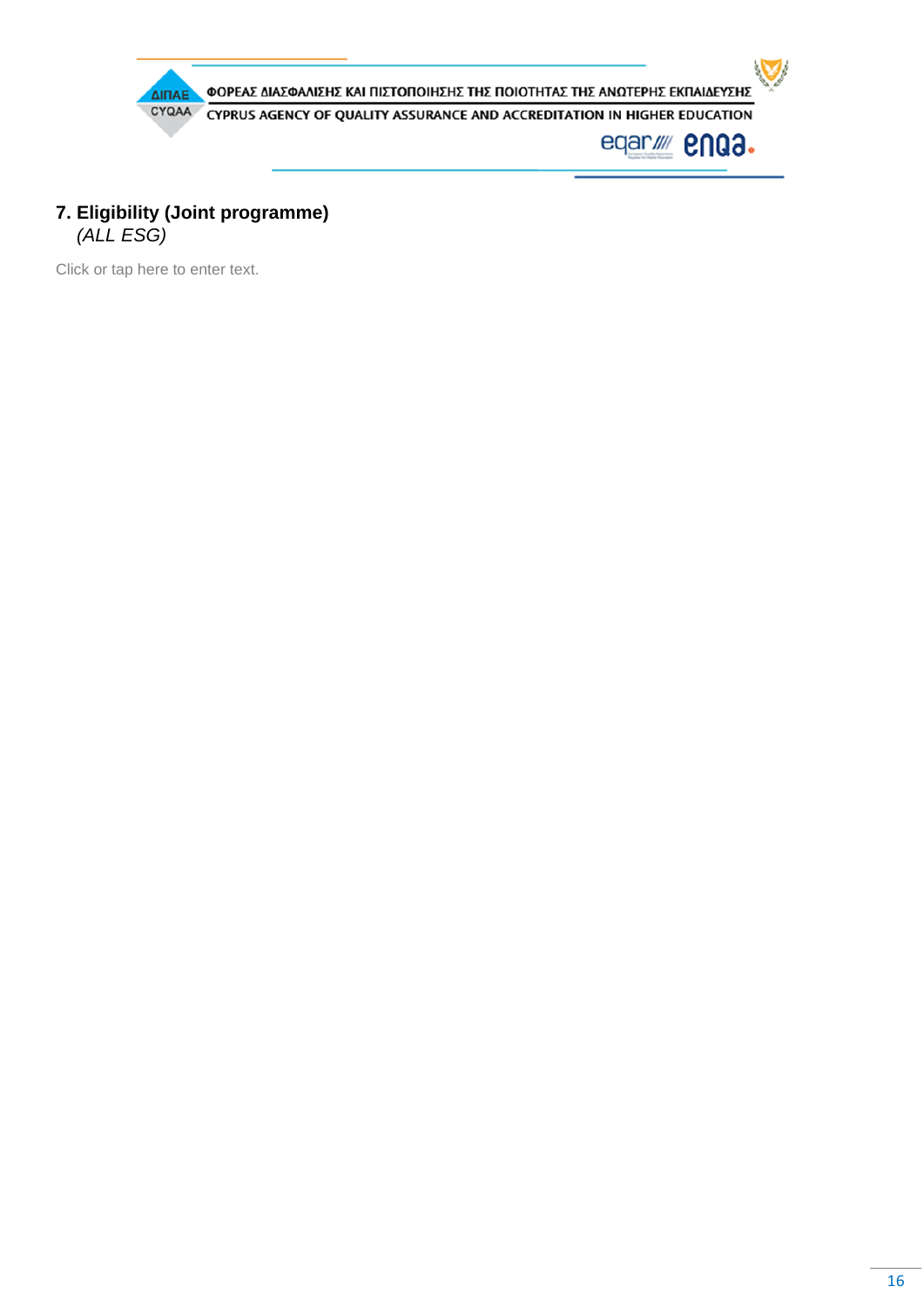## 7. Eligibility (Joint programme)

*(ALL ESG)*

Click or tap here to enter text.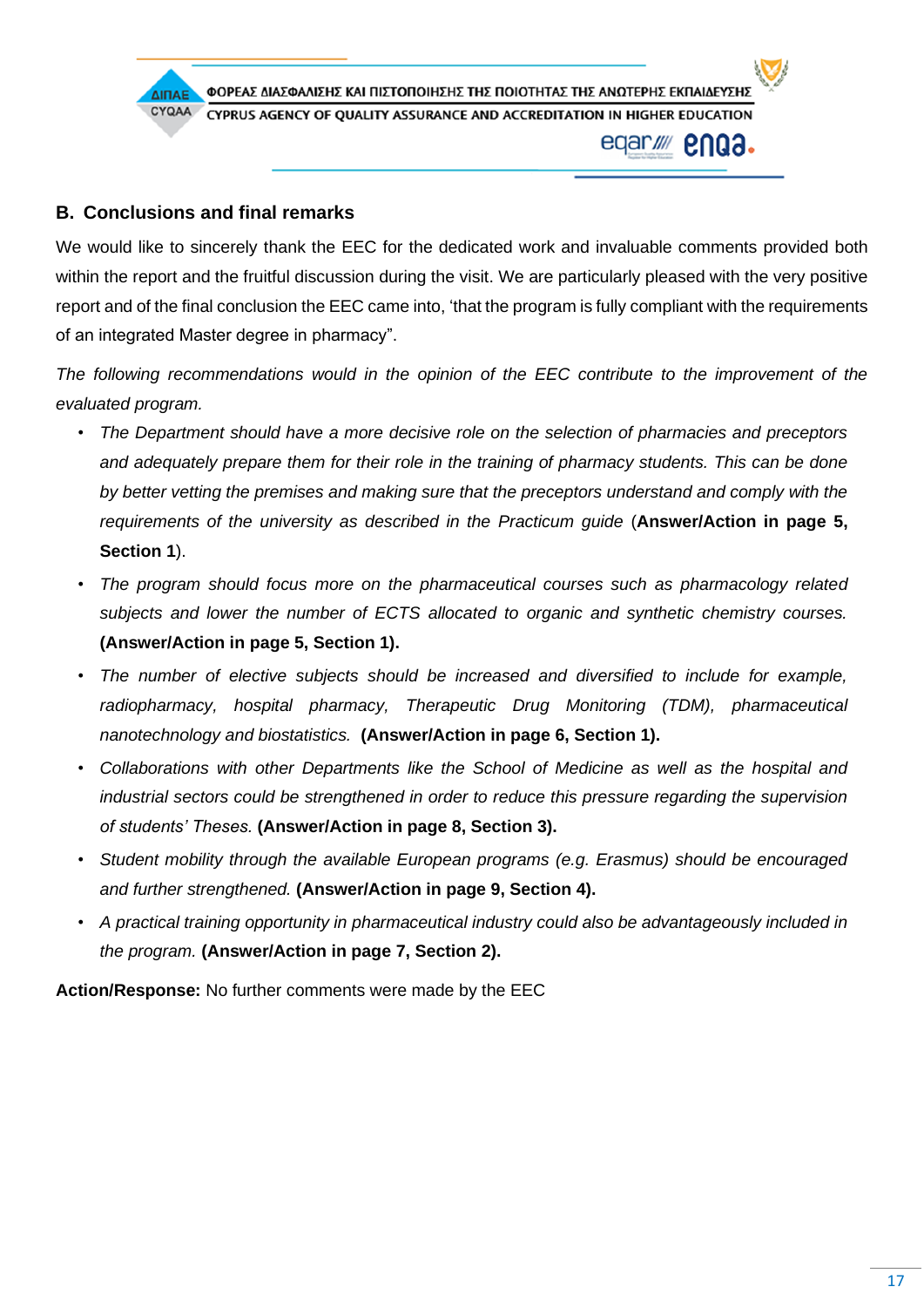## B. Conclusions and final remarks

We would like to sincerely thank the EEC for the dedicated work and invaluable comments provided both within the report and the fruitful discussion during the visit. We are particularly pleased with the very positive report and of the final conclusion the EEC came into, 'that the program is fully compliant with the requirements of an integrated Master degree in pharmacy".

*The following recommendations would in the opinion of the EEC contribute to the improvement of the evaluated program.*

- *The Department should have a more decisive role on the selection of pharmacies and preceptors and adequately prepare them for their role in the training of pharmacy students. This can be done by better vetting the premises and making sure that the preceptors understand and comply with the requirements of the university as described in the Practicum guide* (**Answer/Action in page 5, Section 1**).
- *The program should focus more on the pharmaceutical courses such as pharmacology related subjects and lower the number of ECTS allocated to organic and synthetic chemistry courses.* **(Answer/Action in page 5, Section 1).**
- *The number of elective subjects should be increased and diversified to include for example, radiopharmacy, hospital pharmacy, Therapeutic Drug Monitoring (TDM), pharmaceutical nanotechnology and biostatistics.* **(Answer/Action in page 6, Section 1).**
- *Collaborations with other Departments like the School of Medicine as well as the hospital and industrial sectors could be strengthened in order to reduce this pressure regarding the supervision of students' Theses.* **(Answer/Action in page 8, Section 3).**
- *Student mobility through the available European programs (e.g. Erasmus) should be encouraged and further strengthened.* **(Answer/Action in page 9, Section 4).**
- *A practical training opportunity in pharmaceutical industry could also be advantageously included in the program.* **(Answer/Action in page 7, Section 2).**

**Action/Response:** No further comments were made by the EEC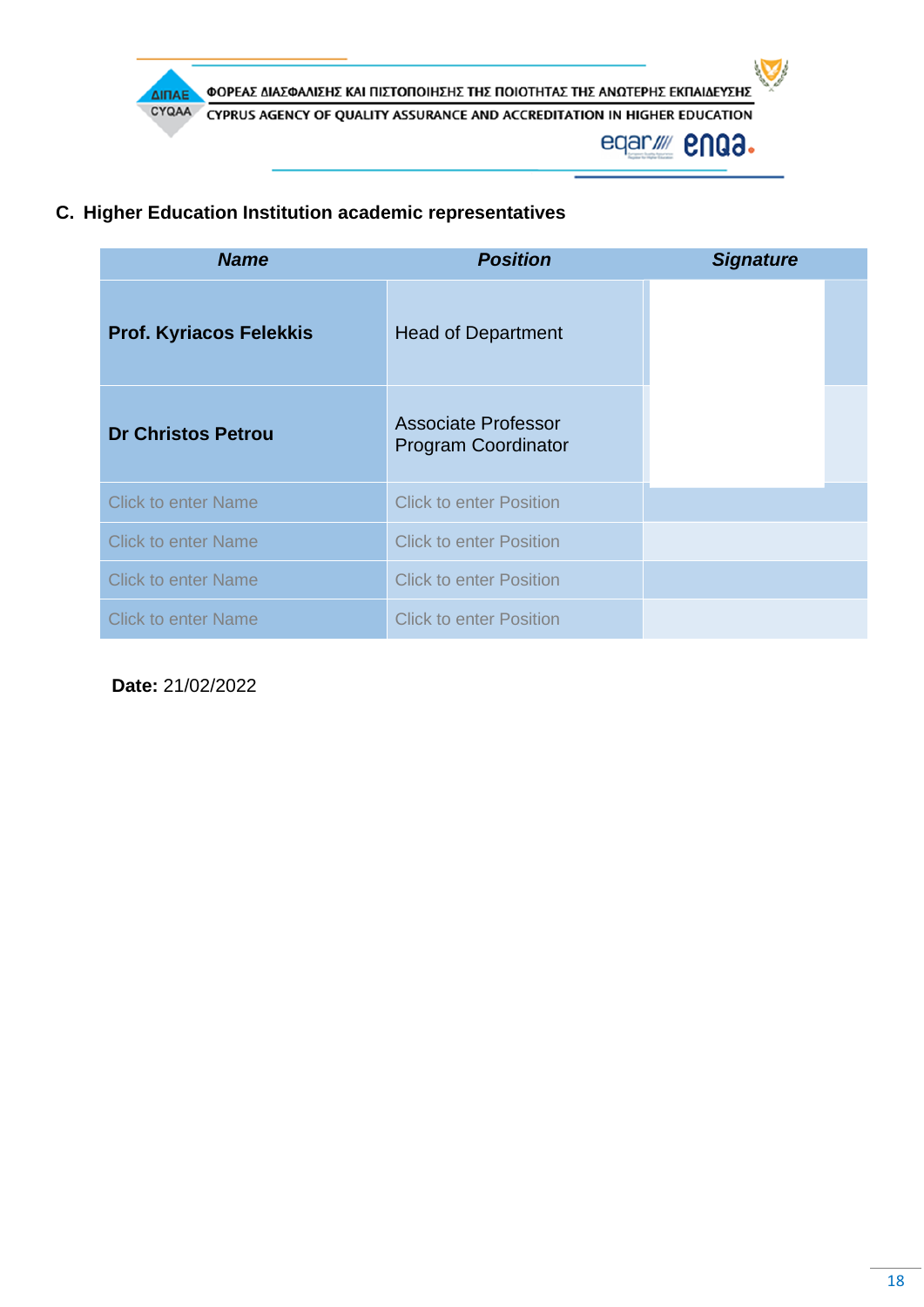## C. Higher Education Institution academic representatives

| Name | Position | Signature |
|---|---|---|
| **Prof. Kyriacos Felekkis** | Head of Department | |
| **Dr Christos Petrou** | Associate Professor Program Coordinator | |
| Click to enter Name | Click to enter Position | |
| Click to enter Name | Click to enter Position | |
| Click to enter Name | Click to enter Position | |
| Click to enter Name | Click to enter Position | |

**Date:** 21/02/2022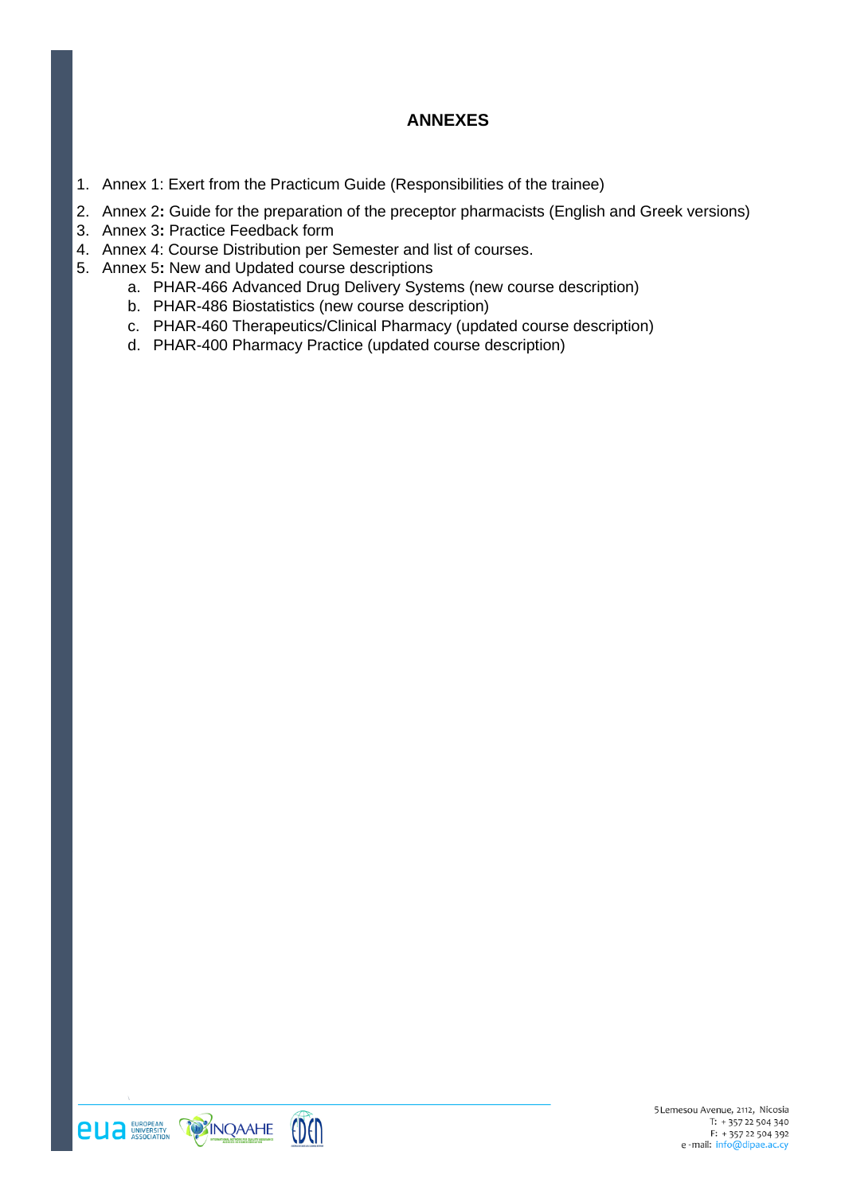## ANNEXES

1. Annex 1: Exert from the Practicum Guide (Responsibilities of the trainee)
2. Annex 2**:** Guide for the preparation of the preceptor pharmacists (English and Greek versions)
3. Annex 3**:** Practice Feedback form
4. Annex 4: Course Distribution per Semester and list of courses.
5. Annex 5**:** New and Updated course descriptions
    a. PHAR-466 Advanced Drug Delivery Systems (new course description)
    b. PHAR-486 Biostatistics (new course description)
    c. PHAR-460 Therapeutics/Clinical Pharmacy (updated course description)
    d. PHAR-400 Pharmacy Practice (updated course description)